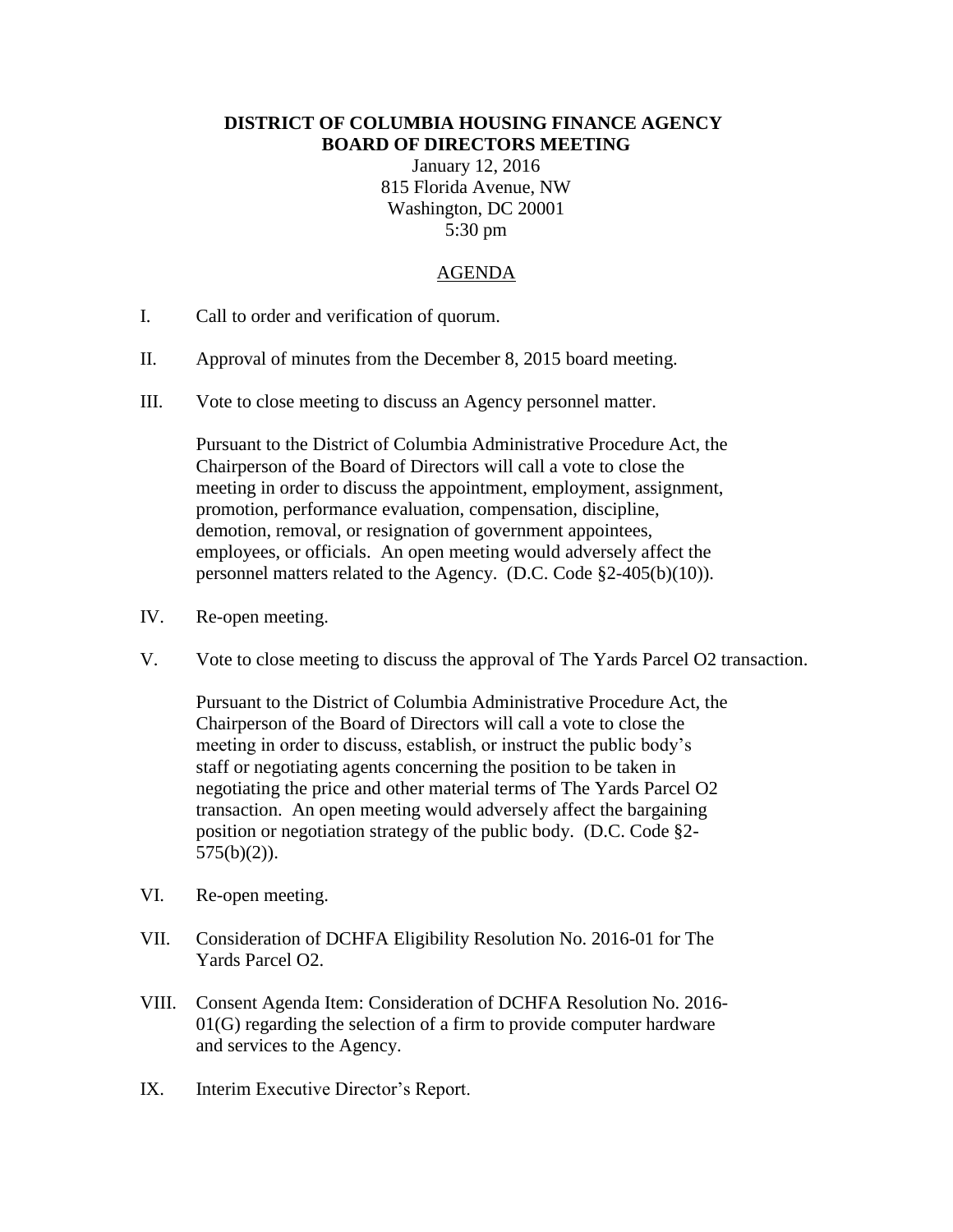**DISTRICT OF COLUMBIA HOUSING FINANCE AGENCY**
**BOARD OF DIRECTORS MEETING**

January 12, 2016
815 Florida Avenue, NW
Washington, DC 20001
5:30 pm

AGENDA

I. Call to order and verification of quorum.

II. Approval of minutes from the December 8, 2015 board meeting.

III. Vote to close meeting to discuss an Agency personnel matter.

Pursuant to the District of Columbia Administrative Procedure Act, the Chairperson of the Board of Directors will call a vote to close the meeting in order to discuss the appointment, employment, assignment, promotion, performance evaluation, compensation, discipline, demotion, removal, or resignation of government appointees, employees, or officials. An open meeting would adversely affect the personnel matters related to the Agency. (D.C. Code §2-405(b)(10)).

IV. Re-open meeting.

V. Vote to close meeting to discuss the approval of The Yards Parcel O2 transaction.

Pursuant to the District of Columbia Administrative Procedure Act, the Chairperson of the Board of Directors will call a vote to close the meeting in order to discuss, establish, or instruct the public body's staff or negotiating agents concerning the position to be taken in negotiating the price and other material terms of The Yards Parcel O2 transaction. An open meeting would adversely affect the bargaining position or negotiation strategy of the public body. (D.C. Code §2-575(b)(2)).

VI. Re-open meeting.

VII. Consideration of DCHFA Eligibility Resolution No. 2016-01 for The Yards Parcel O2.

VIII. Consent Agenda Item: Consideration of DCHFA Resolution No. 2016-01(G) regarding the selection of a firm to provide computer hardware and services to the Agency.

IX. Interim Executive Director's Report.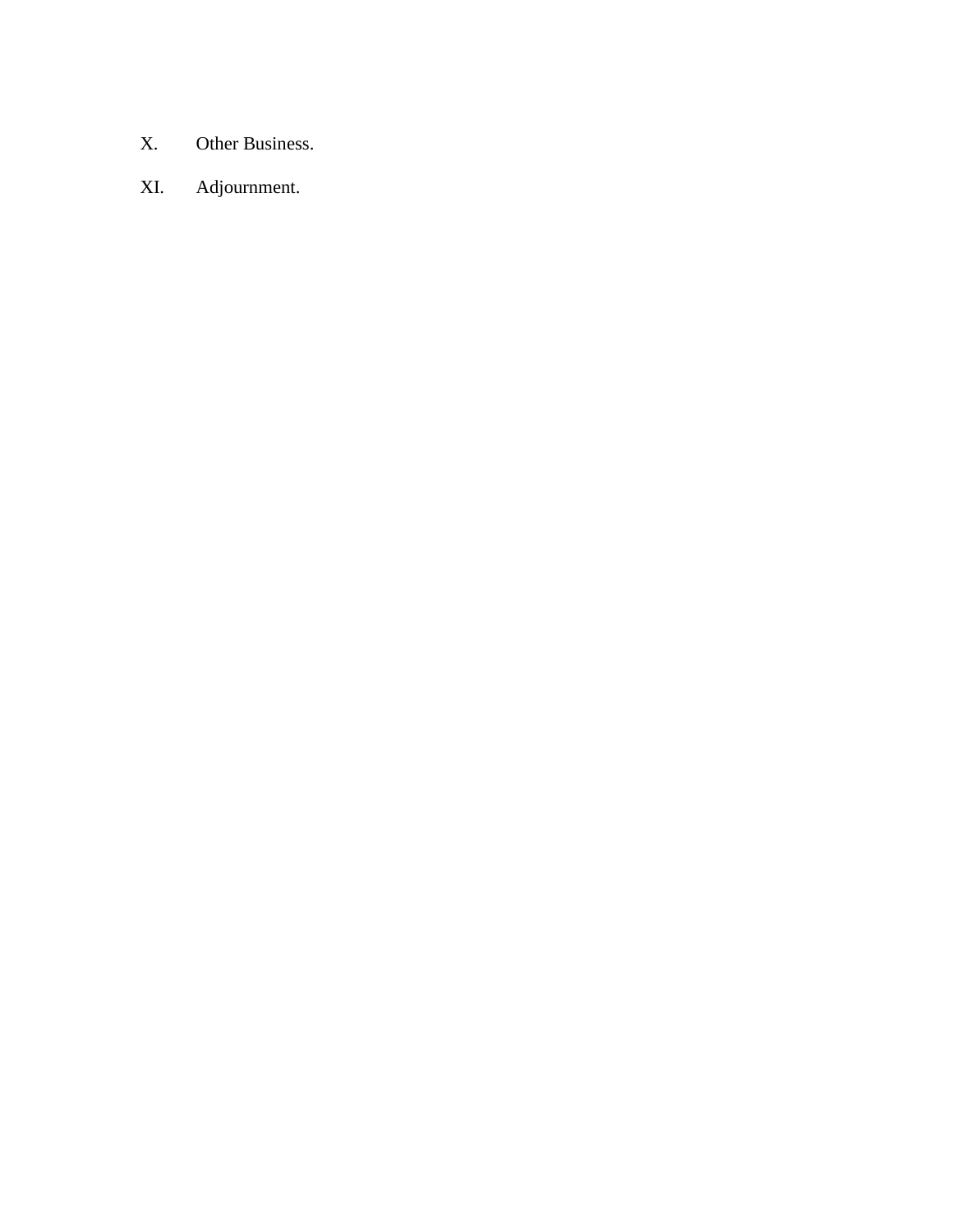X. Other Business.

XI. Adjournment.